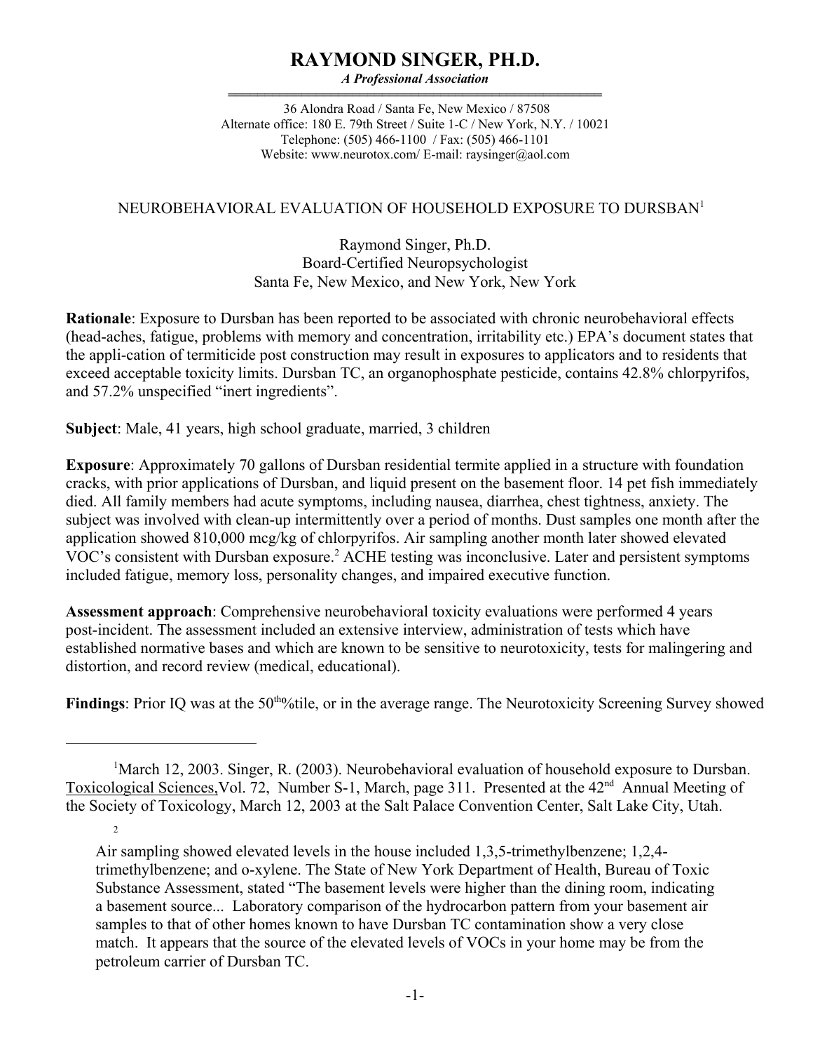# RAYMOND SINGER, PH.D.

*A Professional Association*

36 Alondra Road / Santa Fe, New Mexico / 87508
Alternate office: 180 E. 79th Street / Suite 1-C / New York, N.Y. / 10021
Telephone: (505) 466-1100 / Fax: (505) 466-1101
Website: www.neurotox.com/ E-mail: raysinger@aol.com

## NEUROBEHAVIORAL EVALUATION OF HOUSEHOLD EXPOSURE TO DURSBAN[1]

Raymond Singer, Ph.D.
Board-Certified Neuropsychologist
Santa Fe, New Mexico, and New York, New York

**Rationale**: Exposure to Dursban has been reported to be associated with chronic neurobehavioral effects (head-aches, fatigue, problems with memory and concentration, irritability etc.) EPA's document states that the appli-cation of termiticide post construction may result in exposures to applicators and to residents that exceed acceptable toxicity limits. Dursban TC, an organophosphate pesticide, contains 42.8% chlorpyrifos, and 57.2% unspecified "inert ingredients".

**Subject**: Male, 41 years, high school graduate, married, 3 children

**Exposure**: Approximately 70 gallons of Dursban residential termite applied in a structure with foundation cracks, with prior applications of Dursban, and liquid present on the basement floor. 14 pet fish immediately died. All family members had acute symptoms, including nausea, diarrhea, chest tightness, anxiety. The subject was involved with clean-up intermittently over a period of months. Dust samples one month after the application showed 810,000 mcg/kg of chlorpyrifos. Air sampling another month later showed elevated VOC's consistent with Dursban exposure.[2] ACHE testing was inconclusive. Later and persistent symptoms included fatigue, memory loss, personality changes, and impaired executive function.

**Assessment approach**: Comprehensive neurobehavioral toxicity evaluations were performed 4 years post-incident. The assessment included an extensive interview, administration of tests which have established normative bases and which are known to be sensitive to neurotoxicity, tests for malingering and distortion, and record review (medical, educational).

**Findings**: Prior IQ was at the 50th%tile, or in the average range. The Neurotoxicity Screening Survey showed

---

[1] March 12, 2003. Singer, R. (2003). Neurobehavioral evaluation of household exposure to Dursban. Toxicological Sciences, Vol. 72, Number S-1, March, page 311. Presented at the 42nd Annual Meeting of the Society of Toxicology, March 12, 2003 at the Salt Palace Convention Center, Salt Lake City, Utah.

[2] Air sampling showed elevated levels in the house included 1,3,5-trimethylbenzene; 1,2,4-trimethylbenzene; and o-xylene. The State of New York Department of Health, Bureau of Toxic Substance Assessment, stated "The basement levels were higher than the dining room, indicating a basement source... Laboratory comparison of the hydrocarbon pattern from your basement air samples to that of other homes known to have Dursban TC contamination show a very close match. It appears that the source of the elevated levels of VOCs in your home may be from the petroleum carrier of Dursban TC.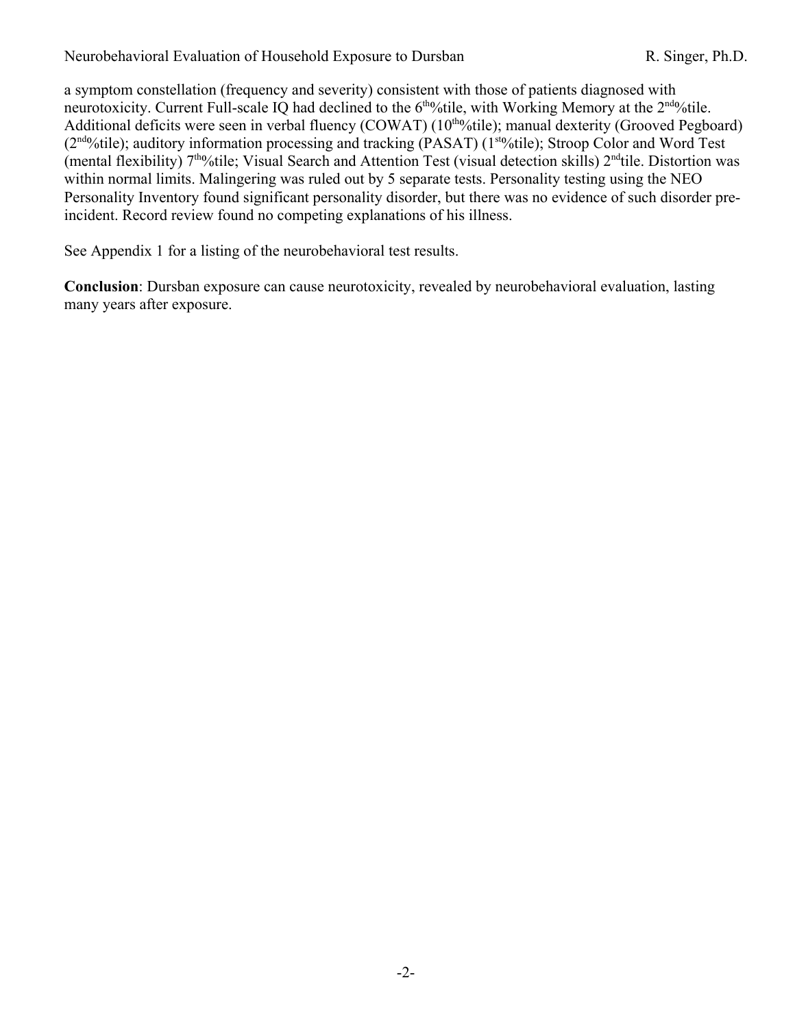a symptom constellation (frequency and severity) consistent with those of patients diagnosed with neurotoxicity. Current Full-scale IQ had declined to the 6th%tile, with Working Memory at the 2nd%tile. Additional deficits were seen in verbal fluency (COWAT) (10th%tile); manual dexterity (Grooved Pegboard) (2nd%tile); auditory information processing and tracking (PASAT) (1st%tile); Stroop Color and Word Test (mental flexibility) 7th%tile; Visual Search and Attention Test (visual detection skills) 2ndtile. Distortion was within normal limits. Malingering was ruled out by 5 separate tests. Personality testing using the NEO Personality Inventory found significant personality disorder, but there was no evidence of such disorder pre-incident. Record review found no competing explanations of his illness.

See Appendix 1 for a listing of the neurobehavioral test results.

**Conclusion**: Dursban exposure can cause neurotoxicity, revealed by neurobehavioral evaluation, lasting many years after exposure.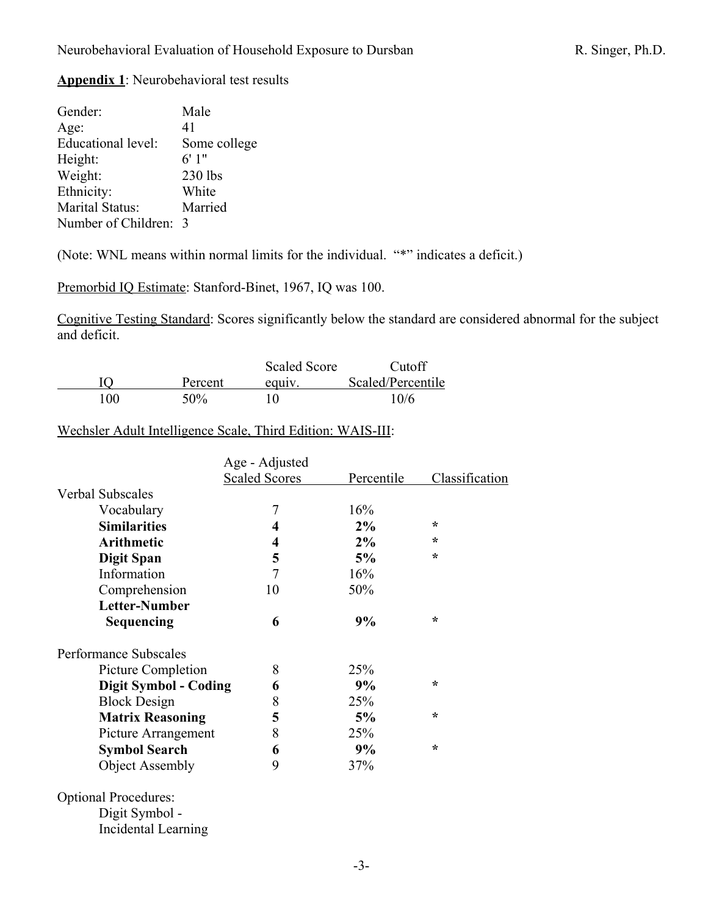**Appendix 1**: Neurobehavioral test results

| | |
|---|---|
| Gender: | Male |
| Age: | 41 |
| Educational level: | Some college |
| Height: | 6' 1" |
| Weight: | 230 lbs |
| Ethnicity: | White |
| Marital Status: | Married |
| Number of Children: | 3 |

(Note: WNL means within normal limits for the individual. "*" indicates a deficit.)

Premorbid IQ Estimate: Stanford-Binet, 1967, IQ was 100.

Cognitive Testing Standard: Scores significantly below the standard are considered abnormal for the subject and deficit.

| IQ | Percent | Scaled Score equiv. | Cutoff Scaled/Percentile |
|---|---|---|---|
| 100 | 50% | 10 | 10/6 |

Wechsler Adult Intelligence Scale, Third Edition: WAIS-III:

| | Age - Adjusted Scaled Scores | Percentile | Classification |
|---|---|---|---|
| Verbal Subscales | | | |
| Vocabulary | 7 | 16% | |
| **Similarities** | **4** | **2%** | * |
| **Arithmetic** | **4** | **2%** | * |
| **Digit Span** | **5** | **5%** | * |
| Information | 7 | 16% | |
| Comprehension | 10 | 50% | |
| **Letter-Number Sequencing** | **6** | **9%** | * |
| Performance Subscales | | | |
| Picture Completion | 8 | 25% | |
| **Digit Symbol - Coding** | **6** | **9%** | * |
| Block Design | 8 | 25% | |
| **Matrix Reasoning** | **5** | **5%** | * |
| Picture Arrangement | 8 | 25% | |
| **Symbol Search** | **6** | **9%** | * |
| Object Assembly | 9 | 37% | |

Optional Procedures:

Digit Symbol - Incidental Learning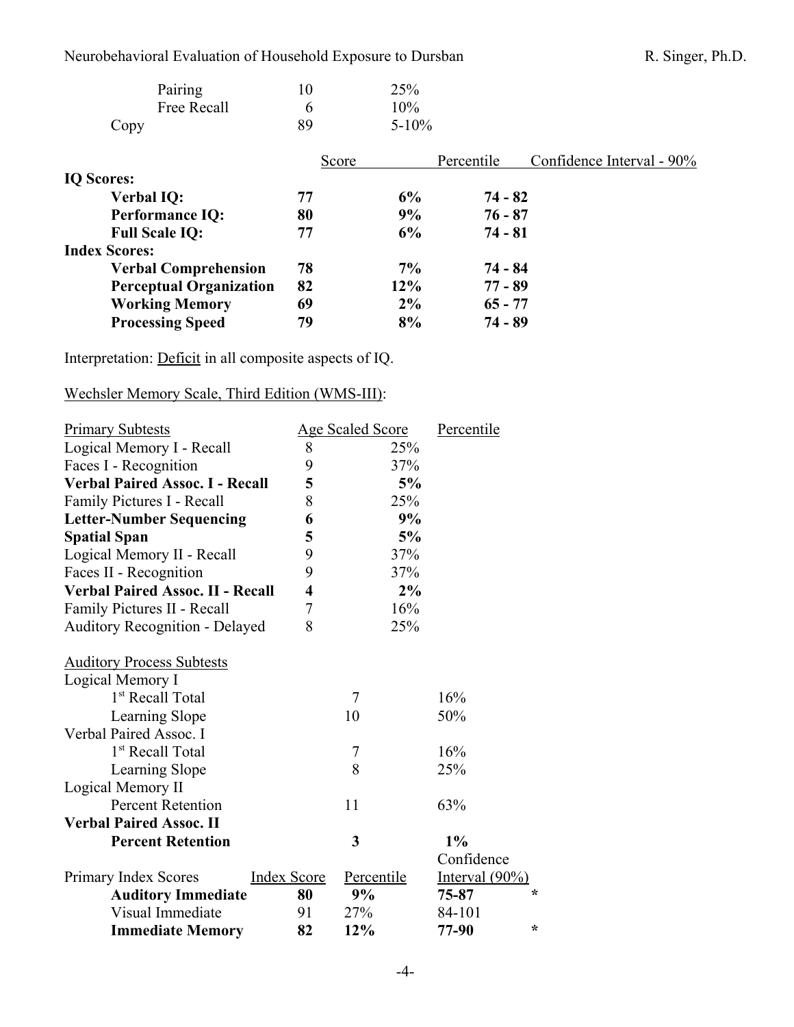| | | |
|---|---|---|
| Pairing | 10 | 25% |
| Free Recall | 6 | 10% |
| Copy | 89 | 5-10% |

| | Score | Percentile | Confidence Interval - 90% |
|---|---|---|---|
| **IQ Scores:** | | | |
| **Verbal IQ:** | **77** | **6%** | **74 - 82** |
| **Performance IQ:** | **80** | **9%** | **76 - 87** |
| **Full Scale IQ:** | **77** | **6%** | **74 - 81** |
| **Index Scores:** | | | |
| **Verbal Comprehension** | **78** | **7%** | **74 - 84** |
| **Perceptual Organization** | **82** | **12%** | **77 - 89** |
| **Working Memory** | **69** | **2%** | **65 - 77** |
| **Processing Speed** | **79** | **8%** | **74 - 89** |

Interpretation: Deficit in all composite aspects of IQ.

Wechsler Memory Scale, Third Edition (WMS-III):

| Primary Subtests | Age Scaled Score | Percentile |
|---|---|---|
| Logical Memory I - Recall | 8 | 25% |
| Faces I - Recognition | 9 | 37% |
| **Verbal Paired Assoc. I - Recall** | **5** | **5%** |
| Family Pictures I - Recall | 8 | 25% |
| **Letter-Number Sequencing** | **6** | **9%** |
| **Spatial Span** | **5** | **5%** |
| Logical Memory II - Recall | 9 | 37% |
| Faces II - Recognition | 9 | 37% |
| **Verbal Paired Assoc. II - Recall** | **4** | **2%** |
| Family Pictures II - Recall | 7 | 16% |
| Auditory Recognition - Delayed | 8 | 25% |

| Auditory Process Subtests | | |
|---|---|---|
| Logical Memory I | | |
| 1st Recall Total | 7 | 16% |
| Learning Slope | 10 | 50% |
| Verbal Paired Assoc. I | | |
| 1st Recall Total | 7 | 16% |
| Learning Slope | 8 | 25% |
| Logical Memory II | | |
| Percent Retention | 11 | 63% |
| **Verbal Paired Assoc. II** | | |
| **Percent Retention** | **3** | **1%** |

| Primary Index Scores | Index Scores | Percentile | Confidence Interval (90%) | |
|---|---|---|---|---|
| **Auditory Immediate** | **80** | **9%** | **75-87** | * |
| Visual Immediate | 91 | 27% | 84-101 | |
| **Immediate Memory** | **82** | **12%** | **77-90** | * |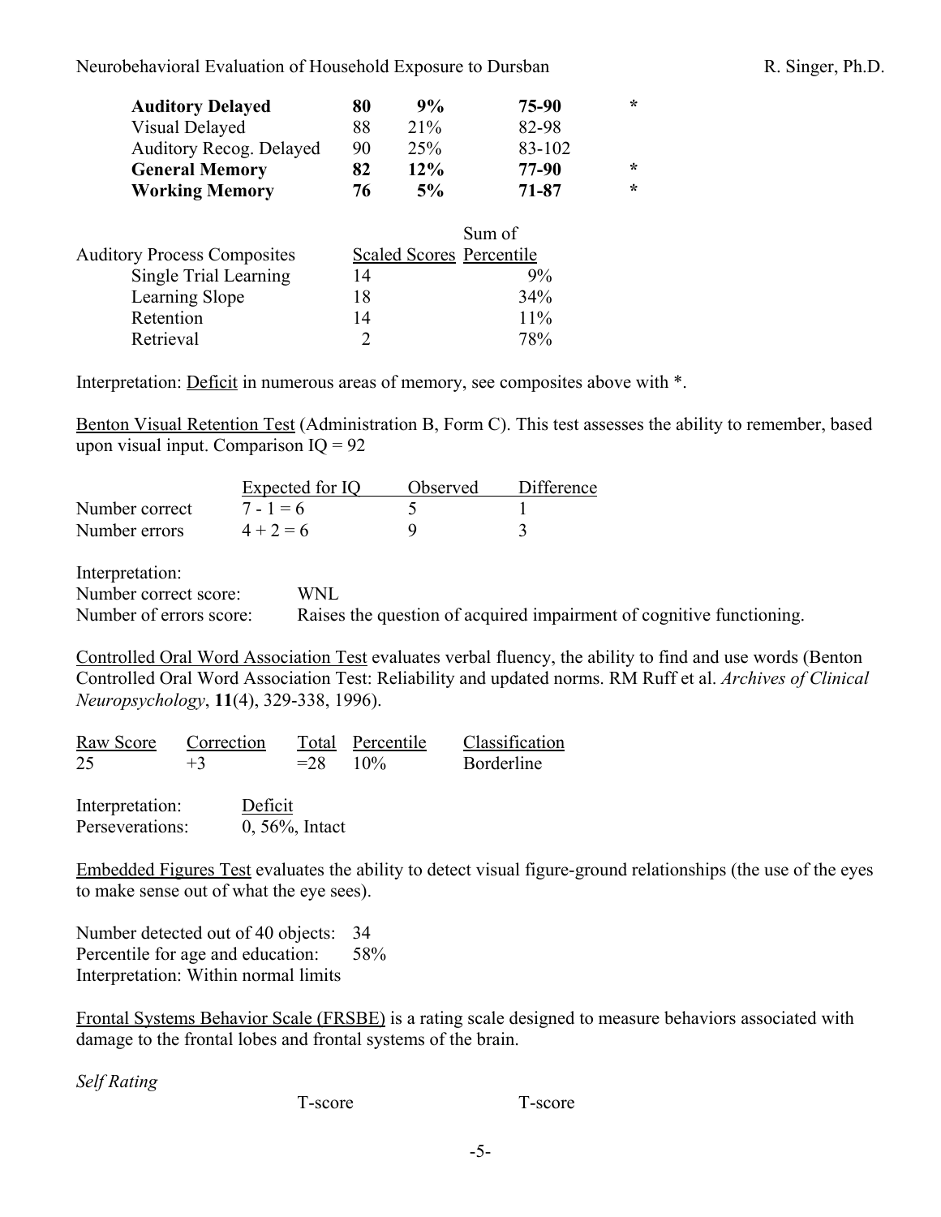| | | | | |
|---|---|---|---|---|
| **Auditory Delayed** | **80** | **9%** | **75-90** | * |
| Visual Delayed | 88 | 21% | 82-98 | |
| Auditory Recog. Delayed | 90 | 25% | 83-102 | |
| **General Memory** | **82** | **12%** | **77-90** | * |
| **Working Memory** | **76** | **5%** | **71-87** | * |

| Auditory Process Composites | Sum of Scaled Scores | Percentile |
|---|---|---|
| Single Trial Learning | 14 | 9% |
| Learning Slope | 18 | 34% |
| Retention | 14 | 11% |
| Retrieval | 2 | 78% |

Interpretation: Deficit in numerous areas of memory, see composites above with *.

Benton Visual Retention Test (Administration B, Form C). This test assesses the ability to remember, based upon visual input. Comparison IQ = 92

| | Expected for IQ | Observed | Difference |
|---|---|---|---|
| Number correct | 7 - 1 = 6 | 5 | 1 |
| Number errors | 4 + 2 = 6 | 9 | 3 |

Interpretation:
Number correct score: WNL
Number of errors score: Raises the question of acquired impairment of cognitive functioning.

Controlled Oral Word Association Test evaluates verbal fluency, the ability to find and use words (Benton Controlled Oral Word Association Test: Reliability and updated norms. RM Ruff et al. *Archives of Clinical Neuropsychology*, **11**(4), 329-338, 1996).

| Raw Score | Correction | Total | Percentile | Classification |
|---|---|---|---|---|
| 25 | +3 | =28 | 10% | Borderline |

Interpretation: Deficit
Perseverations: 0, 56%, Intact

Embedded Figures Test evaluates the ability to detect visual figure-ground relationships (the use of the eyes to make sense out of what the eye sees).

Number detected out of 40 objects: 34
Percentile for age and education: 58%
Interpretation: Within normal limits

Frontal Systems Behavior Scale (FRSBE) is a rating scale designed to measure behaviors associated with damage to the frontal lobes and frontal systems of the brain.

*Self Rating*

T-score T-score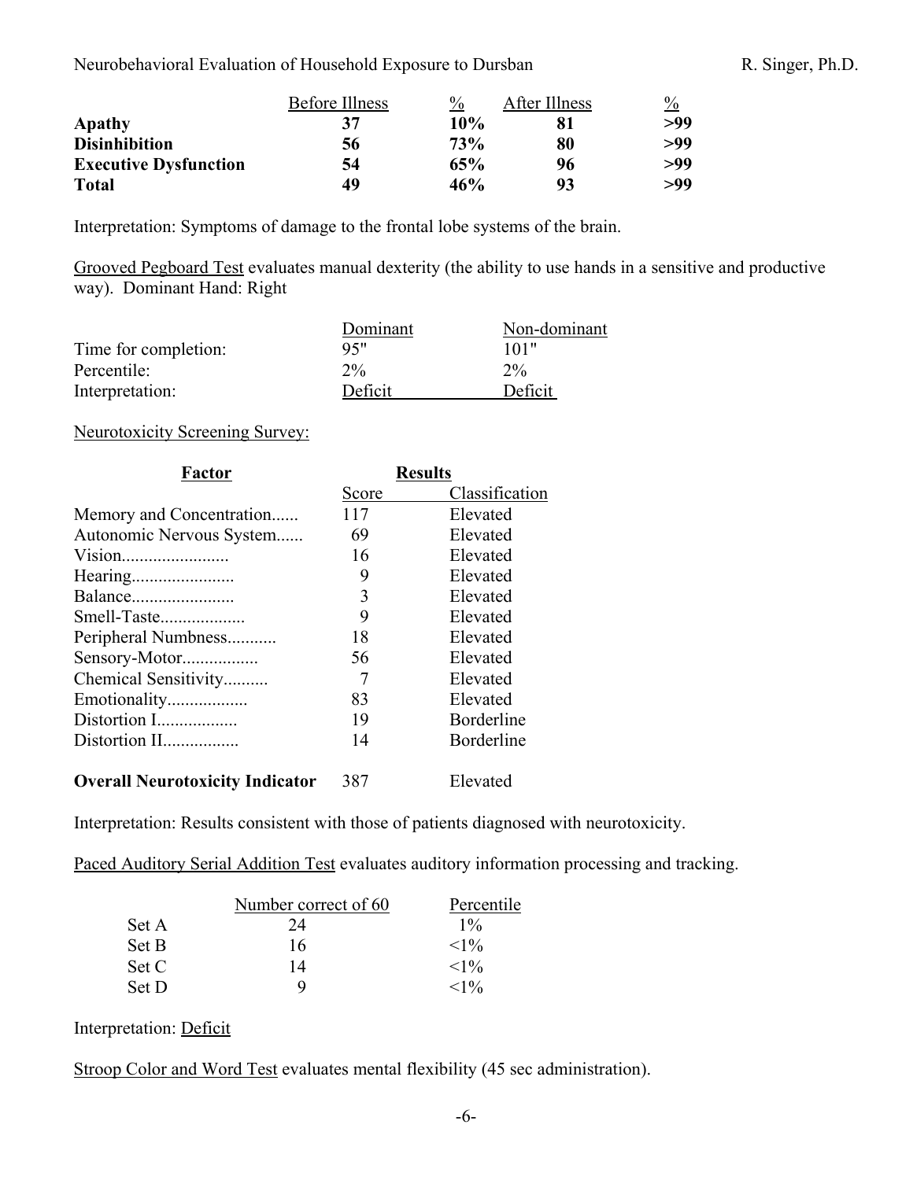| | Before Illness | % | After Illness | % |
|---|---|---|---|---|
| **Apathy** | **37** | **10%** | **81** | **>99** |
| **Disinhibition** | **56** | **73%** | **80** | **>99** |
| **Executive Dysfunction** | **54** | **65%** | **96** | **>99** |
| **Total** | **49** | **46%** | **93** | **>99** |

Interpretation: Symptoms of damage to the frontal lobe systems of the brain.

Grooved Pegboard Test evaluates manual dexterity (the ability to use hands in a sensitive and productive way). Dominant Hand: Right

| | Dominant | Non-dominant |
|---|---|---|
| Time for completion: | 95" | 101" |
| Percentile: | 2% | 2% |
| Interpretation: | Deficit | Deficit |

Neurotoxicity Screening Survey:

| **Factor** | **Results** | |
|---|---|---|
| | Score | Classification |
| Memory and Concentration...... | 117 | Elevated |
| Autonomic Nervous System...... | 69 | Elevated |
| Vision....................... | 16 | Elevated |
| Hearing...................... | 9 | Elevated |
| Balance...................... | 3 | Elevated |
| Smell-Taste.................. | 9 | Elevated |
| Peripheral Numbness........... | 18 | Elevated |
| Sensory-Motor................ | 56 | Elevated |
| Chemical Sensitivity.......... | 7 | Elevated |
| Emotionality................. | 83 | Elevated |
| Distortion I................. | 19 | Borderline |
| Distortion II................ | 14 | Borderline |
| **Overall Neurotoxicity Indicator** | 387 | Elevated |

Interpretation: Results consistent with those of patients diagnosed with neurotoxicity.

Paced Auditory Serial Addition Test evaluates auditory information processing and tracking.

| | Number correct of 60 | Percentile |
|---|---|---|
| Set A | 24 | 1% |
| Set B | 16 | <1% |
| Set C | 14 | <1% |
| Set D | 9 | <1% |

Interpretation: Deficit

Stroop Color and Word Test evaluates mental flexibility (45 sec administration).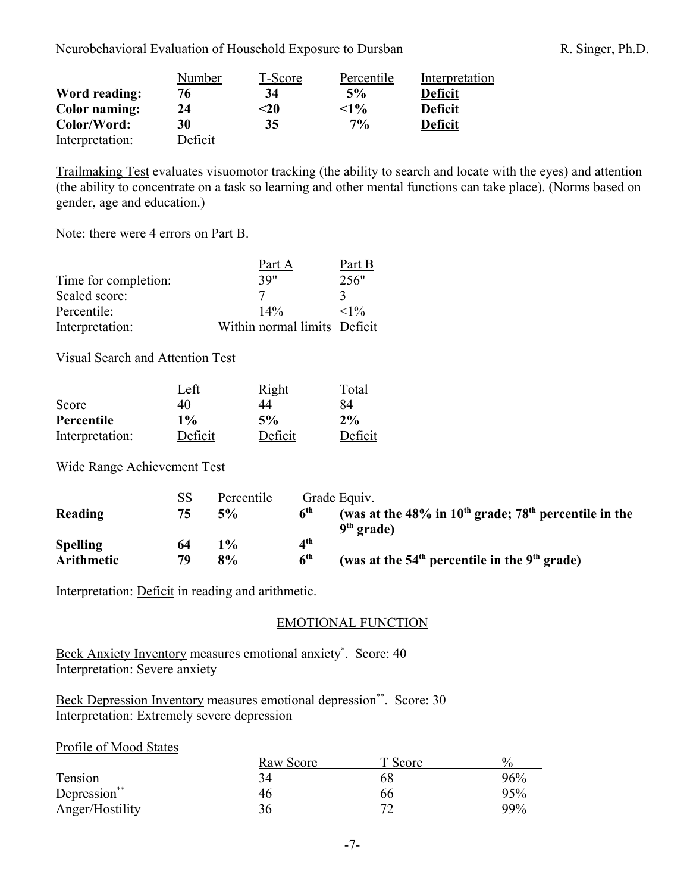| | Number | T-Score | Percentile | Interpretation |
|---|---|---|---|---|
| **Word reading:** | **76** | **34** | **5%** | **Deficit** |
| **Color naming:** | **24** | **<20** | **<1%** | **Deficit** |
| **Color/Word:** | **30** | **35** | **7%** | **Deficit** |
| Interpretation: | Deficit | | | |

Trailmaking Test evaluates visuomotor tracking (the ability to search and locate with the eyes) and attention (the ability to concentrate on a task so learning and other mental functions can take place). (Norms based on gender, age and education.)

Note: there were 4 errors on Part B.

| | Part A | Part B |
|---|---|---|
| Time for completion: | 39" | 256" |
| Scaled score: | 7 | 3 |
| Percentile: | 14% | <1% |
| Interpretation: | Within normal limits | Deficit |

Visual Search and Attention Test

| | Left | Right | Total |
|---|---|---|---|
| Score | 40 | 44 | 84 |
| **Percentile** | **1%** | **5%** | **2%** |
| Interpretation: | Deficit | Deficit | Deficit |

Wide Range Achievement Test

| | SS | Percentile | Grade Equiv. | |
|---|---|---|---|---|
| **Reading** | **75** | **5%** | **6th** | **(was at the 48% in 10th grade; 78th percentile in the 9th grade)** |
| **Spelling** | **64** | **1%** | **4th** | |
| **Arithmetic** | **79** | **8%** | **6th** | **(was at the 54th percentile in the 9th grade)** |

Interpretation: Deficit in reading and arithmetic.

## EMOTIONAL FUNCTION

Beck Anxiety Inventory measures emotional anxiety*. Score: 40
Interpretation: Severe anxiety

Beck Depression Inventory measures emotional depression**. Score: 30
Interpretation: Extremely severe depression

Profile of Mood States

| | Raw Score | T Score | % |
|---|---|---|---|
| Tension | 34 | 68 | 96% |
| Depression** | 46 | 66 | 95% |
| Anger/Hostility | 36 | 72 | 99% |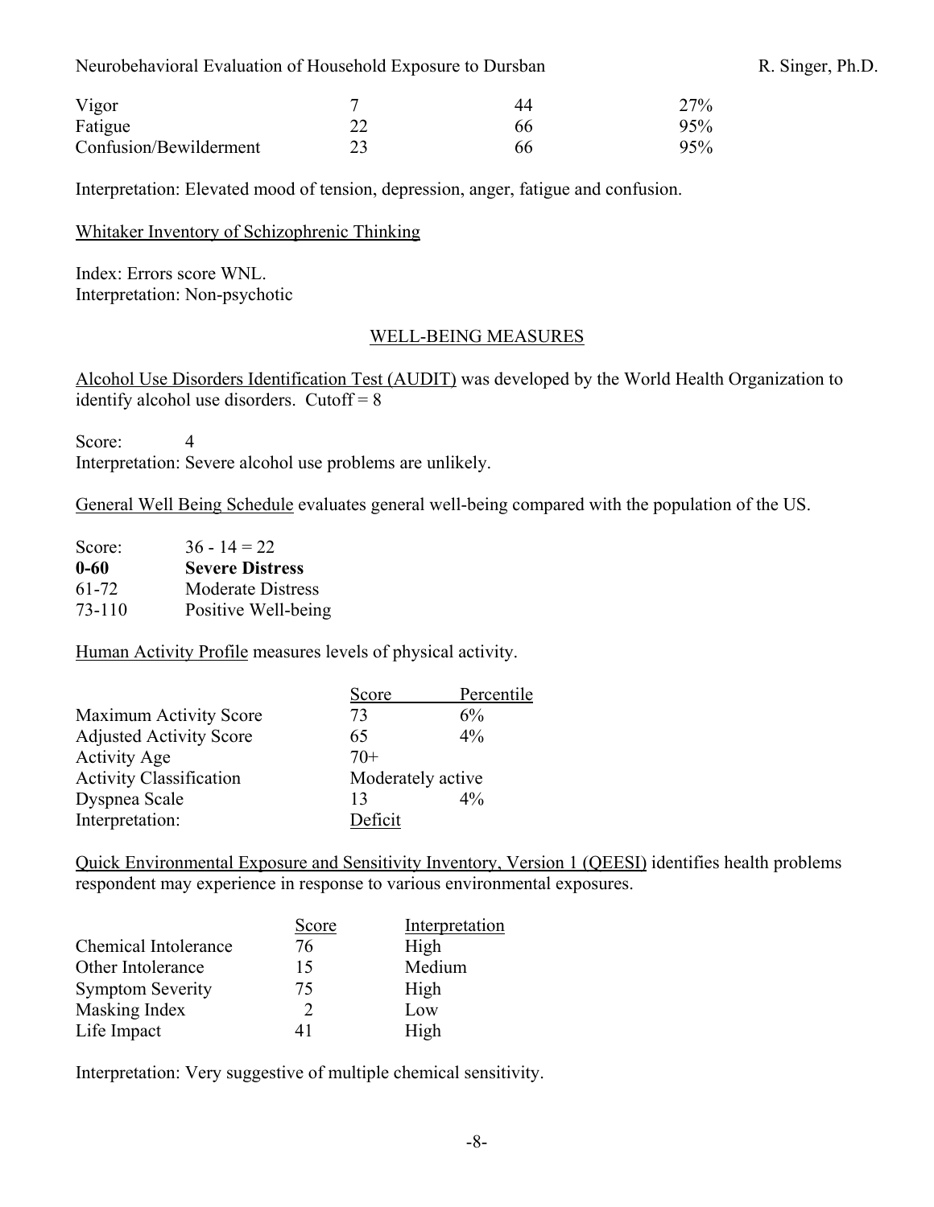| | | | |
|---|---|---|---|
| Vigor | 7 | 44 | 27% |
| Fatigue | 22 | 66 | 95% |
| Confusion/Bewilderment | 23 | 66 | 95% |

Interpretation: Elevated mood of tension, depression, anger, fatigue and confusion.

Whitaker Inventory of Schizophrenic Thinking

Index: Errors score WNL.
Interpretation: Non-psychotic

## WELL-BEING MEASURES

Alcohol Use Disorders Identification Test (AUDIT) was developed by the World Health Organization to identify alcohol use disorders. Cutoff = 8

Score: 4
Interpretation: Severe alcohol use problems are unlikely.

General Well Being Schedule evaluates general well-being compared with the population of the US.

| | |
|---|---|
| Score: | 36 - 14 = 22 |
| **0-60** | **Severe Distress** |
| 61-72 | Moderate Distress |
| 73-110 | Positive Well-being |

Human Activity Profile measures levels of physical activity.

| | Score | Percentile |
|---|---|---|
| Maximum Activity Score | 73 | 6% |
| Adjusted Activity Score | 65 | 4% |
| Activity Age | 70+ | |
| Activity Classification | Moderately active | |
| Dyspnea Scale | 13 | 4% |
| Interpretation: | Deficit | |

Quick Environmental Exposure and Sensitivity Inventory, Version 1 (QEESI) identifies health problems respondent may experience in response to various environmental exposures.

| | Score | Interpretation |
|---|---|---|
| Chemical Intolerance | 76 | High |
| Other Intolerance | 15 | Medium |
| Symptom Severity | 75 | High |
| Masking Index | 2 | Low |
| Life Impact | 41 | High |

Interpretation: Very suggestive of multiple chemical sensitivity.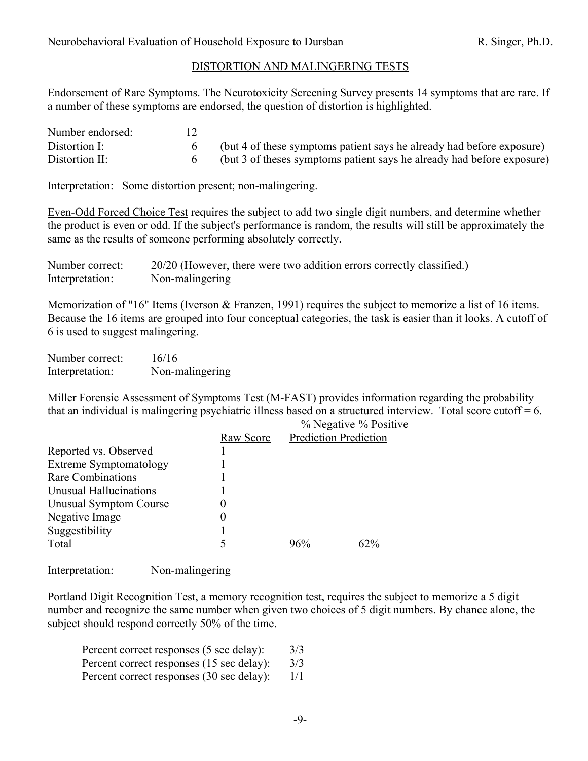## DISTORTION AND MALINGERING TESTS

Endorsement of Rare Symptoms. The Neurotoxicity Screening Survey presents 14 symptoms that are rare. If a number of these symptoms are endorsed, the question of distortion is highlighted.

| | | |
|---|---|---|
| Number endorsed: | 12 | |
| Distortion I: | 6 | (but 4 of these symptoms patient says he already had before exposure) |
| Distortion II: | 6 | (but 3 of theses symptoms patient says he already had before exposure) |

Interpretation: Some distortion present; non-malingering.

Even-Odd Forced Choice Test requires the subject to add two single digit numbers, and determine whether the product is even or odd. If the subject's performance is random, the results will still be approximately the same as the results of someone performing absolutely correctly.

| | |
|---|---|
| Number correct: | 20/20 (However, there were two addition errors correctly classified.) |
| Interpretation: | Non-malingering |

Memorization of "16" Items (Iverson & Franzen, 1991) requires the subject to memorize a list of 16 items. Because the 16 items are grouped into four conceptual categories, the task is easier than it looks. A cutoff of 6 is used to suggest malingering.

| | |
|---|---|
| Number correct: | 16/16 |
| Interpretation: | Non-malingering |

Miller Forensic Assessment of Symptoms Test (M-FAST) provides information regarding the probability that an individual is malingering psychiatric illness based on a structured interview. Total score cutoff = 6.

| | Raw Score | % Negative Prediction | % Positive Prediction |
|---|---|---|---|
| Reported vs. Observed | 1 | | |
| Extreme Symptomatology | 1 | | |
| Rare Combinations | 1 | | |
| Unusual Hallucinations | 1 | | |
| Unusual Symptom Course | 0 | | |
| Negative Image | 0 | | |
| Suggestibility | 1 | | |
| Total | 5 | 96% | 62% |

Interpretation: Non-malingering

Portland Digit Recognition Test, a memory recognition test, requires the subject to memorize a 5 digit number and recognize the same number when given two choices of 5 digit numbers. By chance alone, the subject should respond correctly 50% of the time.

| | |
|---|---|
| Percent correct responses (5 sec delay): | 3/3 |
| Percent correct responses (15 sec delay): | 3/3 |
| Percent correct responses (30 sec delay): | 1/1 |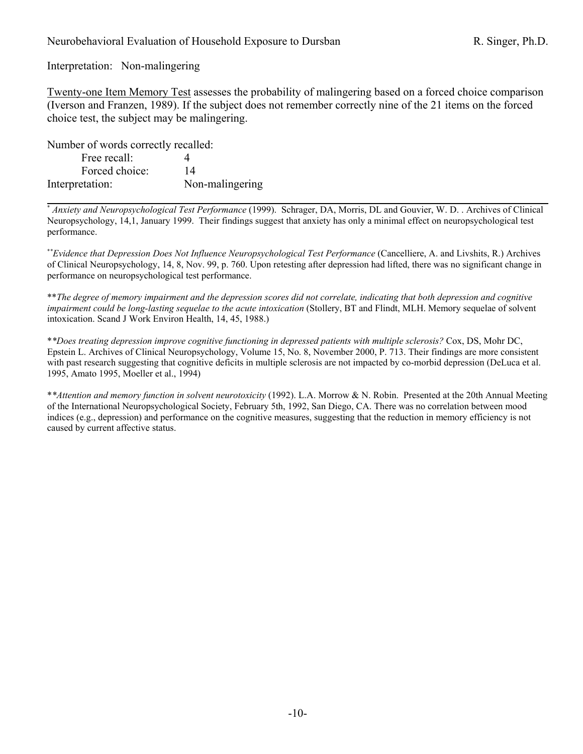Interpretation: Non-malingering

<u>Twenty-one Item Memory Test</u> assesses the probability of malingering based on a forced choice comparison (Iverson and Franzen, 1989). If the subject does not remember correctly nine of the 21 items on the forced choice test, the subject may be malingering.

Number of words correctly recalled:

| | |
|---|---|
| Free recall: | 4 |
| Forced choice: | 14 |
| Interpretation: | Non-malingering |

---

[*] *Anxiety and Neuropsychological Test Performance* (1999). Schrager, DA, Morris, DL and Gouvier, W. D. . Archives of Clinical Neuropsychology, 14,1, January 1999. Their findings suggest that anxiety has only a minimal effect on neuropsychological test performance.

[**]*Evidence that Depression Does Not Influence Neuropsychological Test Performance* (Cancelliere, A. and Livshits, R.) Archives of Clinical Neuropsychology, 14, 8, Nov. 99, p. 760. Upon retesting after depression had lifted, there was no significant change in performance on neuropsychological test performance.

**\*\****The degree of memory impairment and the depression scores did not correlate, indicating that both depression and cognitive impairment could be long-lasting sequelae to the acute intoxication* (Stollery, BT and Flindt, MLH. Memory sequelae of solvent intoxication. Scand J Work Environ Health, 14, 45, 1988.)

***Does treating depression improve cognitive functioning in depressed patients with multiple sclerosis?* Cox, DS, Mohr DC, Epstein L. Archives of Clinical Neuropsychology, Volume 15, No. 8, November 2000, P. 713. Their findings are more consistent with past research suggesting that cognitive deficits in multiple sclerosis are not impacted by co-morbid depression (DeLuca et al. 1995, Amato 1995, Moeller et al., 1994)

***Attention and memory function in solvent neurotoxicity* (1992). L.A. Morrow & N. Robin. Presented at the 20th Annual Meeting of the International Neuropsychological Society, February 5th, 1992, San Diego, CA. There was no correlation between mood indices (e.g., depression) and performance on the cognitive measures, suggesting that the reduction in memory efficiency is not caused by current affective status.